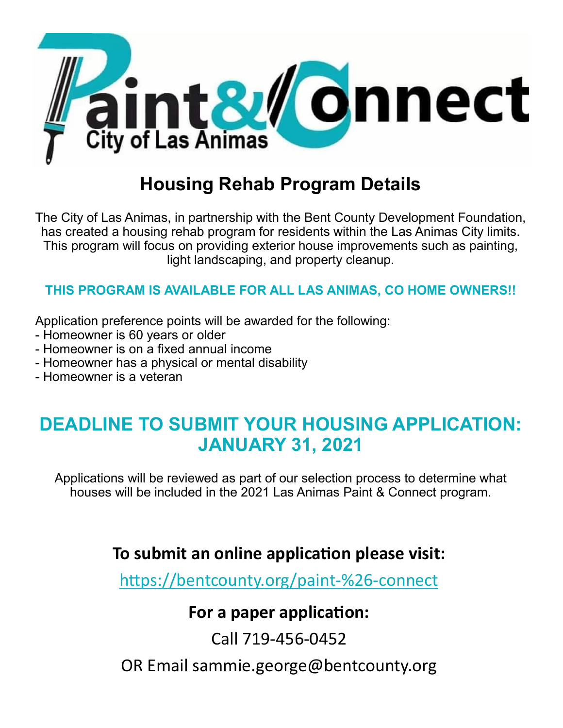# Paint & Connect

City of Las Animas

## Housing Rehab Program Details

The City of Las Animas, in partnership with the Bent County Development Foundation, has created a housing rehab program for residents within the Las Animas City limits. This program will focus on providing exterior house improvements such as painting, light landscaping, and property cleanup.

**THIS PROGRAM IS AVAILABLE FOR ALL LAS ANIMAS, CO HOME OWNERS!!**

Application preference points will be awarded for the following:

- Homeowner is 60 years or older
- Homeowner is on a fixed annual income
- Homeowner has a physical or mental disability
- Homeowner is a veteran

## DEADLINE TO SUBMIT YOUR HOUSING APPLICATION: JANUARY 31, 2021

Applications will be reviewed as part of our selection process to determine what houses will be included in the 2021 Las Animas Paint & Connect program.

### To submit an online application please visit:

https://bentcounty.org/paint-%26-connect

### For a paper application:

Call 719-456-0452

OR Email sammie.george@bentcounty.org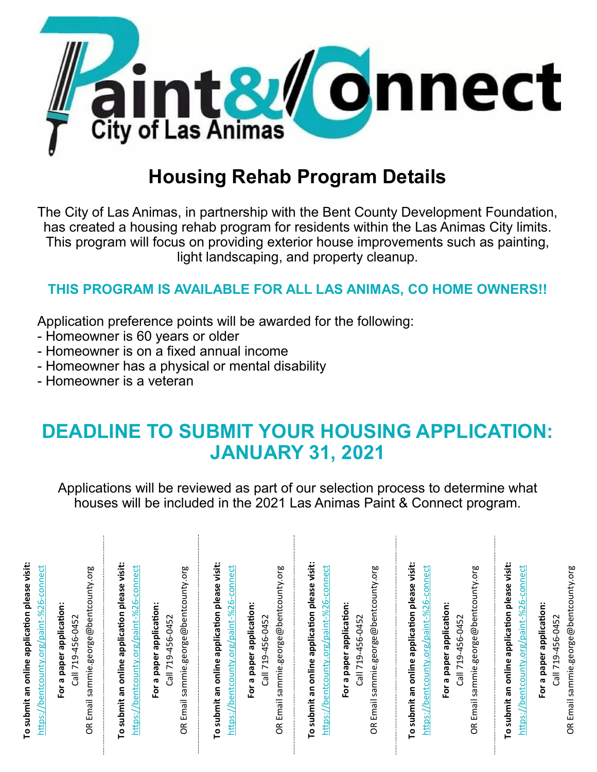# Paint & Connect

City of Las Animas

## Housing Rehab Program Details

The City of Las Animas, in partnership with the Bent County Development Foundation, has created a housing rehab program for residents within the Las Animas City limits. This program will focus on providing exterior house improvements such as painting, light landscaping, and property cleanup.

**THIS PROGRAM IS AVAILABLE FOR ALL LAS ANIMAS, CO HOME OWNERS!!**

Application preference points will be awarded for the following:

- Homeowner is 60 years or older
- Homeowner is on a fixed annual income
- Homeowner has a physical or mental disability
- Homeowner is a veteran

## DEADLINE TO SUBMIT YOUR HOUSING APPLICATION: JANUARY 31, 2021

Applications will be reviewed as part of our selection process to determine what houses will be included in the 2021 Las Animas Paint & Connect program.

---

**To submit an online application please visit:**
https://bentcounty.org/paint-%26-connect

**For a paper application:**
Call 719-456-0452
OR Email sammie.george@bentcounty.org

---

**To submit an online application please visit:**
https://bentcounty.org/paint-%26-connect

**For a paper application:**
Call 719-456-0452
OR Email sammie.george@bentcounty.org

---

**To submit an online application please visit:**
https://bentcounty.org/paint-%26-connect

**For a paper application:**
Call 719-456-0452
OR Email sammie.george@bentcounty.org

---

**To submit an online application please visit:**
https://bentcounty.org/paint-%26-connect

**For a paper application:**
Call 719-456-0452
OR Email sammie.george@bentcounty.org

---

**To submit an online application please visit:**
https://bentcounty.org/paint-%26-connect

**For a paper application:**
Call 719-456-0452
OR Email sammie.george@bentcounty.org

---

**To submit an online application please visit:**
https://bentcounty.org/paint-%26-connect

**For a paper application:**
Call 719-456-0452
OR Email sammie.george@bentcounty.org